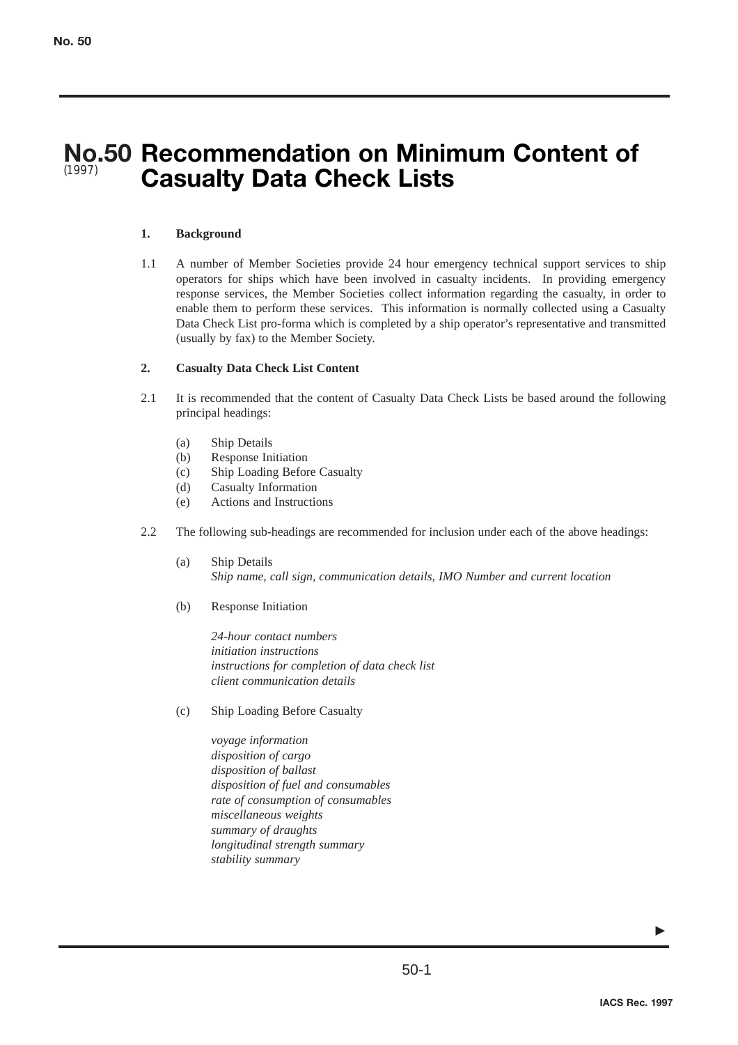# No.50 Recommendation on Minimum Content of Casualty Data Check Lists

(1997)

**1. Background**

1.1 A number of Member Societies provide 24 hour emergency technical support services to ship operators for ships which have been involved in casualty incidents. In providing emergency response services, the Member Societies collect information regarding the casualty, in order to enable them to perform these services. This information is normally collected using a Casualty Data Check List pro-forma which is completed by a ship operator's representative and transmitted (usually by fax) to the Member Society.

**2. Casualty Data Check List Content**

2.1 It is recommended that the content of Casualty Data Check Lists be based around the following principal headings:

(a) Ship Details
(b) Response Initiation
(c) Ship Loading Before Casualty
(d) Casualty Information
(e) Actions and Instructions

2.2 The following sub-headings are recommended for inclusion under each of the above headings:

(a) Ship Details
*Ship name, call sign, communication details, IMO Number and current location*

(b) Response Initiation

*24-hour contact numbers*
*initiation instructions*
*instructions for completion of data check list*
*client communication details*

(c) Ship Loading Before Casualty

*voyage information*
*disposition of cargo*
*disposition of ballast*
*disposition of fuel and consumables*
*rate of consumption of consumables*
*miscellaneous weights*
*summary of draughts*
*longitudinal strength summary*
*stability summary*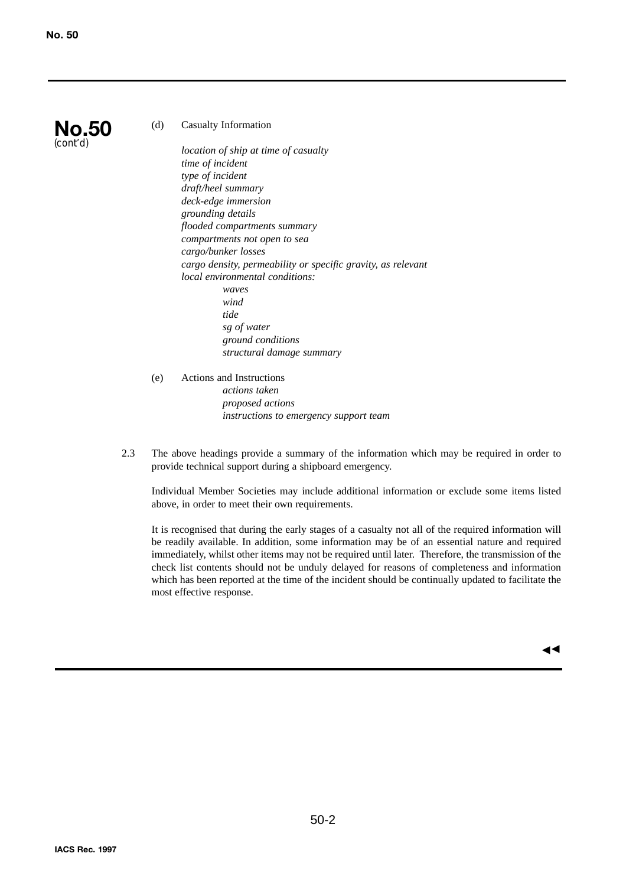**No.50**
*(cont'd)*

(d) Casualty Information

*location of ship at time of casualty*
*time of incident*
*type of incident*
*draft/heel summary*
*deck-edge immersion*
*grounding details*
*flooded compartments summary*
*compartments not open to sea*
*cargo/bunker losses*
*cargo density, permeability or specific gravity, as relevant*
*local environmental conditions:*

- *waves*
- *wind*
- *tide*
- *sg of water*
- *ground conditions*
- *structural damage summary*

(e) Actions and Instructions

- *actions taken*
- *proposed actions*
- *instructions to emergency support team*

2.3 The above headings provide a summary of the information which may be required in order to provide technical support during a shipboard emergency.

Individual Member Societies may include additional information or exclude some items listed above, in order to meet their own requirements.

It is recognised that during the early stages of a casualty not all of the required information will be readily available. In addition, some information may be of an essential nature and required immediately, whilst other items may not be required until later. Therefore, the transmission of the check list contents should not be unduly delayed for reasons of completeness and information which has been reported at the time of the incident should be continually updated to facilitate the most effective response.

◄◄